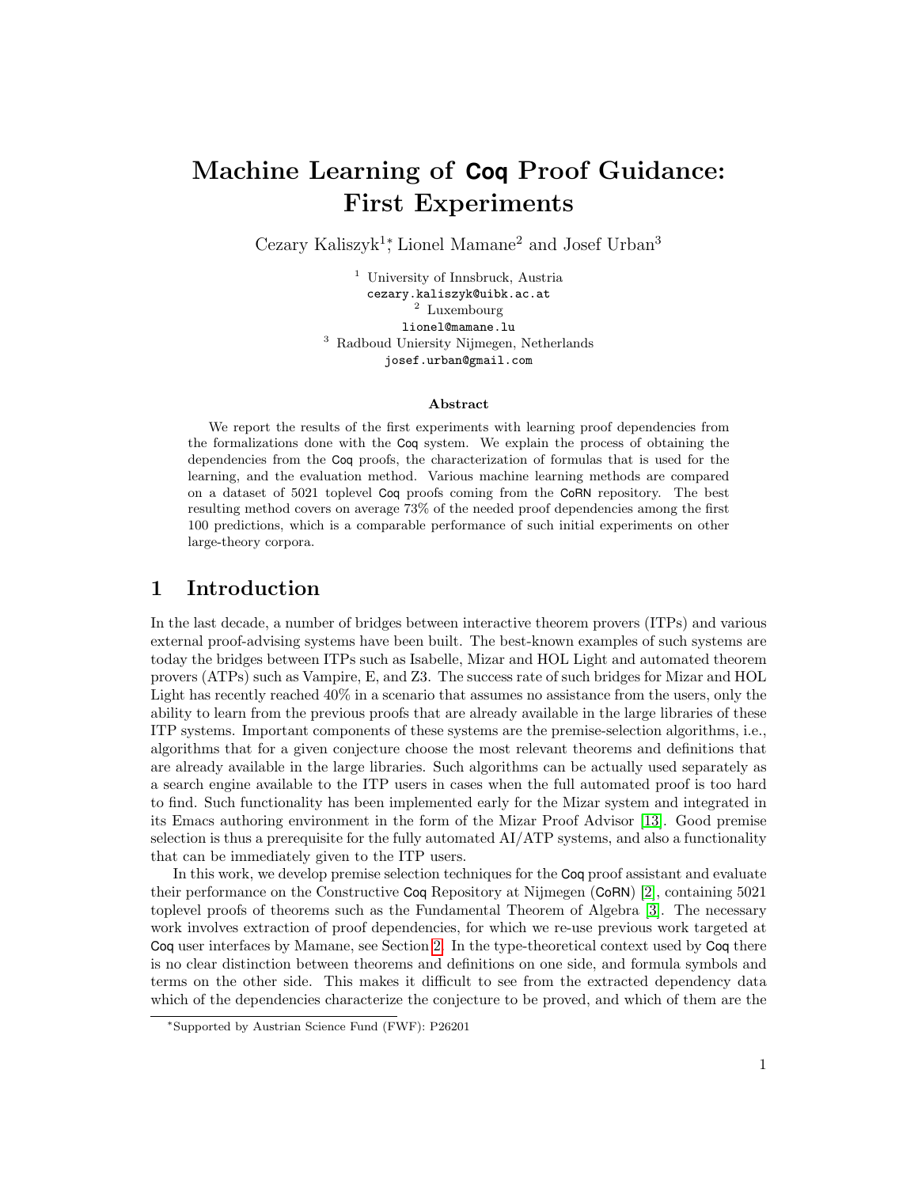# Machine Learning of Coq Proof Guidance: First Experiments

Cezary Kaliszyk[1]*, Lionel Mamane[2] and Josef Urban[3]

[1] University of Innsbruck, Austria
cezary.kaliszyk@uibk.ac.at

[2] Luxembourg
lionel@mamane.lu

[3] Radboud Uniersity Nijmegen, Netherlands
josef.urban@gmail.com

**Abstract**

We report the results of the first experiments with learning proof dependencies from the formalizations done with the Coq system. We explain the process of obtaining the dependencies from the Coq proofs, the characterization of formulas that is used for the learning, and the evaluation method. Various machine learning methods are compared on a dataset of 5021 toplevel Coq proofs coming from the CoRN repository. The best resulting method covers on average 73% of the needed proof dependencies among the first 100 predictions, which is a comparable performance of such initial experiments on other large-theory corpora.

## 1 Introduction

In the last decade, a number of bridges between interactive theorem provers (ITPs) and various external proof-advising systems have been built. The best-known examples of such systems are today the bridges between ITPs such as Isabelle, Mizar and HOL Light and automated theorem provers (ATPs) such as Vampire, E, and Z3. The success rate of such bridges for Mizar and HOL Light has recently reached 40% in a scenario that assumes no assistance from the users, only the ability to learn from the previous proofs that are already available in the large libraries of these ITP systems. Important components of these systems are the premise-selection algorithms, i.e., algorithms that for a given conjecture choose the most relevant theorems and definitions that are already available in the large libraries. Such algorithms can be actually used separately as a search engine available to the ITP users in cases when the full automated proof is too hard to find. Such functionality has been implemented early for the Mizar system and integrated in its Emacs authoring environment in the form of the Mizar Proof Advisor [13]. Good premise selection is thus a prerequisite for the fully automated AI/ATP systems, and also a functionality that can be immediately given to the ITP users.

In this work, we develop premise selection techniques for the Coq proof assistant and evaluate their performance on the Constructive Coq Repository at Nijmegen (CoRN) [2], containing 5021 toplevel proofs of theorems such as the Fundamental Theorem of Algebra [3]. The necessary work involves extraction of proof dependencies, for which we re-use previous work targeted at Coq user interfaces by Mamane, see Section 2. In the type-theoretical context used by Coq there is no clear distinction between theorems and definitions on one side, and formula symbols and terms on the other side. This makes it difficult to see from the extracted dependency data which of the dependencies characterize the conjecture to be proved, and which of them are the

*Supported by Austrian Science Fund (FWF): P26201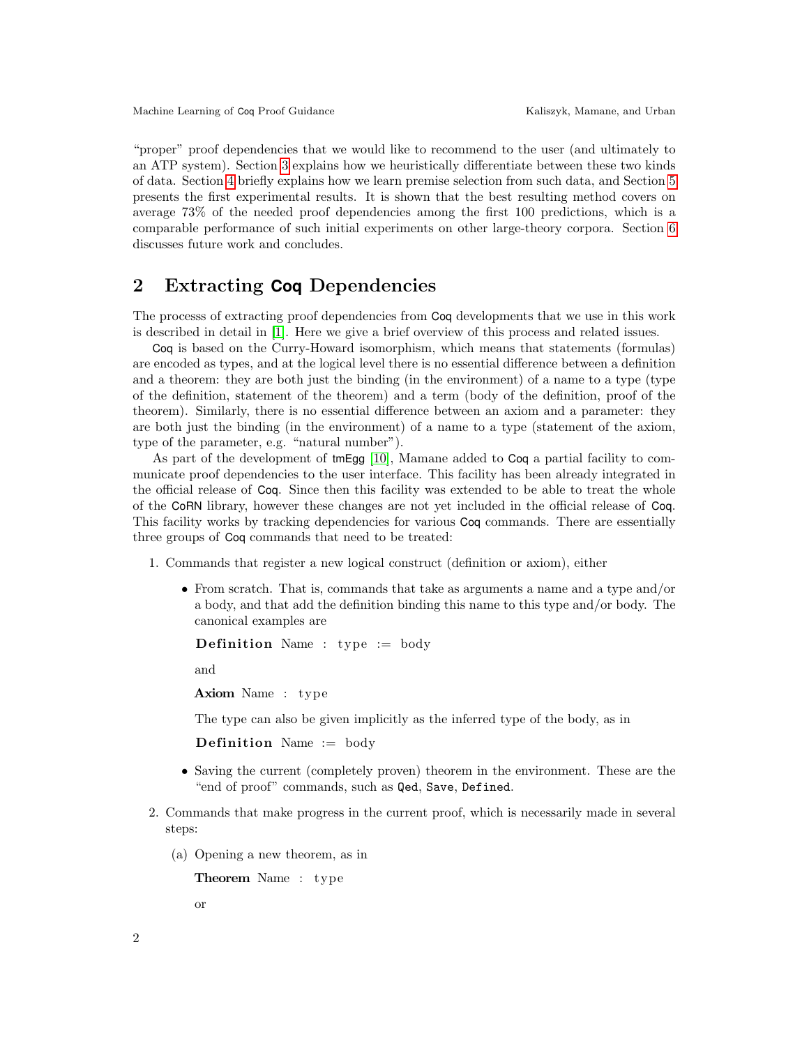"proper" proof dependencies that we would like to recommend to the user (and ultimately to an ATP system). Section 3 explains how we heuristically differentiate between these two kinds of data. Section 4 briefly explains how we learn premise selection from such data, and Section 5 presents the first experimental results. It is shown that the best resulting method covers on average 73% of the needed proof dependencies among the first 100 predictions, which is a comparable performance of such initial experiments on other large-theory corpora. Section 6 discusses future work and concludes.

## 2 Extracting Coq Dependencies

The processs of extracting proof dependencies from Coq developments that we use in this work is described in detail in [1]. Here we give a brief overview of this process and related issues.

Coq is based on the Curry-Howard isomorphism, which means that statements (formulas) are encoded as types, and at the logical level there is no essential difference between a definition and a theorem: they are both just the binding (in the environment) of a name to a type (type of the definition, statement of the theorem) and a term (body of the definition, proof of the theorem). Similarly, there is no essential difference between an axiom and a parameter: they are both just the binding (in the environment) of a name to a type (statement of the axiom, type of the parameter, e.g. "natural number").

As part of the development of tmEgg [10], Mamane added to Coq a partial facility to communicate proof dependencies to the user interface. This facility has been already integrated in the official release of Coq. Since then this facility was extended to be able to treat the whole of the CoRN library, however these changes are not yet included in the official release of Coq. This facility works by tracking dependencies for various Coq commands. There are essentially three groups of Coq commands that need to be treated:

1. Commands that register a new logical construct (definition or axiom), either

   - From scratch. That is, commands that take as arguments a name and a type and/or a body, and that add the definition binding this name to this type and/or body. The canonical examples are

     ```
     Definition Name : type := body
     ```

     and

     ```
     Axiom Name : type
     ```

     The type can also be given implicitly as the inferred type of the body, as in

     ```
     Definition Name := body
     ```

   - Saving the current (completely proven) theorem in the environment. These are the "end of proof" commands, such as `Qed`, `Save`, `Defined`.

2. Commands that make progress in the current proof, which is necessarily made in several steps:

   (a) Opening a new theorem, as in

     ```
     Theorem Name : type
     ```

     or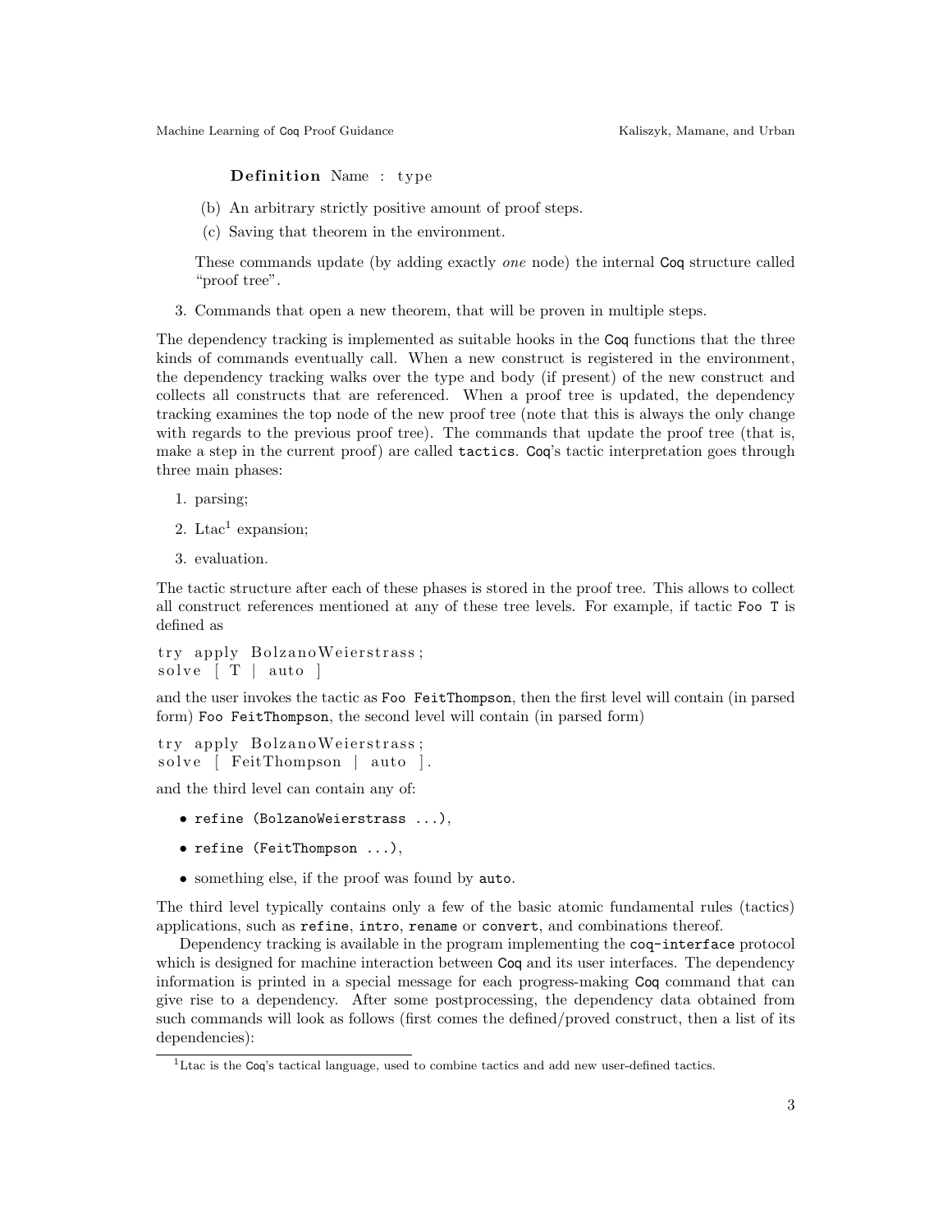```
Definition Name : type
```

(b) An arbitrary strictly positive amount of proof steps.

(c) Saving that theorem in the environment.

These commands update (by adding exactly *one* node) the internal Coq structure called "proof tree".

3. Commands that open a new theorem, that will be proven in multiple steps.

The dependency tracking is implemented as suitable hooks in the Coq functions that the three kinds of commands eventually call. When a new construct is registered in the environment, the dependency tracking walks over the type and body (if present) of the new construct and collects all constructs that are referenced. When a proof tree is updated, the dependency tracking examines the top node of the new proof tree (note that this is always the only change with regards to the previous proof tree). The commands that update the proof tree (that is, make a step in the current proof) are called `tactics`. Coq's tactic interpretation goes through three main phases:

1. parsing;
2. Ltac[1] expansion;
3. evaluation.

The tactic structure after each of these phases is stored in the proof tree. This allows to collect all construct references mentioned at any of these tree levels. For example, if tactic `Foo T` is defined as

```
try apply BolzanoWeierstrass;
solve [ T | auto ]
```

and the user invokes the tactic as `Foo FeitThompson`, then the first level will contain (in parsed form) `Foo FeitThompson`, the second level will contain (in parsed form)

```
try apply BolzanoWeierstrass;
solve [ FeitThompson | auto ].
```

and the third level can contain any of:

- `refine (BolzanoWeierstrass ...)`,
- `refine (FeitThompson ...)`,
- something else, if the proof was found by `auto`.

The third level typically contains only a few of the basic atomic fundamental rules (tactics) applications, such as `refine`, `intro`, `rename` or `convert`, and combinations thereof.

Dependency tracking is available in the program implementing the `coq-interface` protocol which is designed for machine interaction between Coq and its user interfaces. The dependency information is printed in a special message for each progress-making Coq command that can give rise to a dependency. After some postprocessing, the dependency data obtained from such commands will look as follows (first comes the defined/proved construct, then a list of its dependencies):

[1] Ltac is the Coq's tactical language, used to combine tactics and add new user-defined tactics.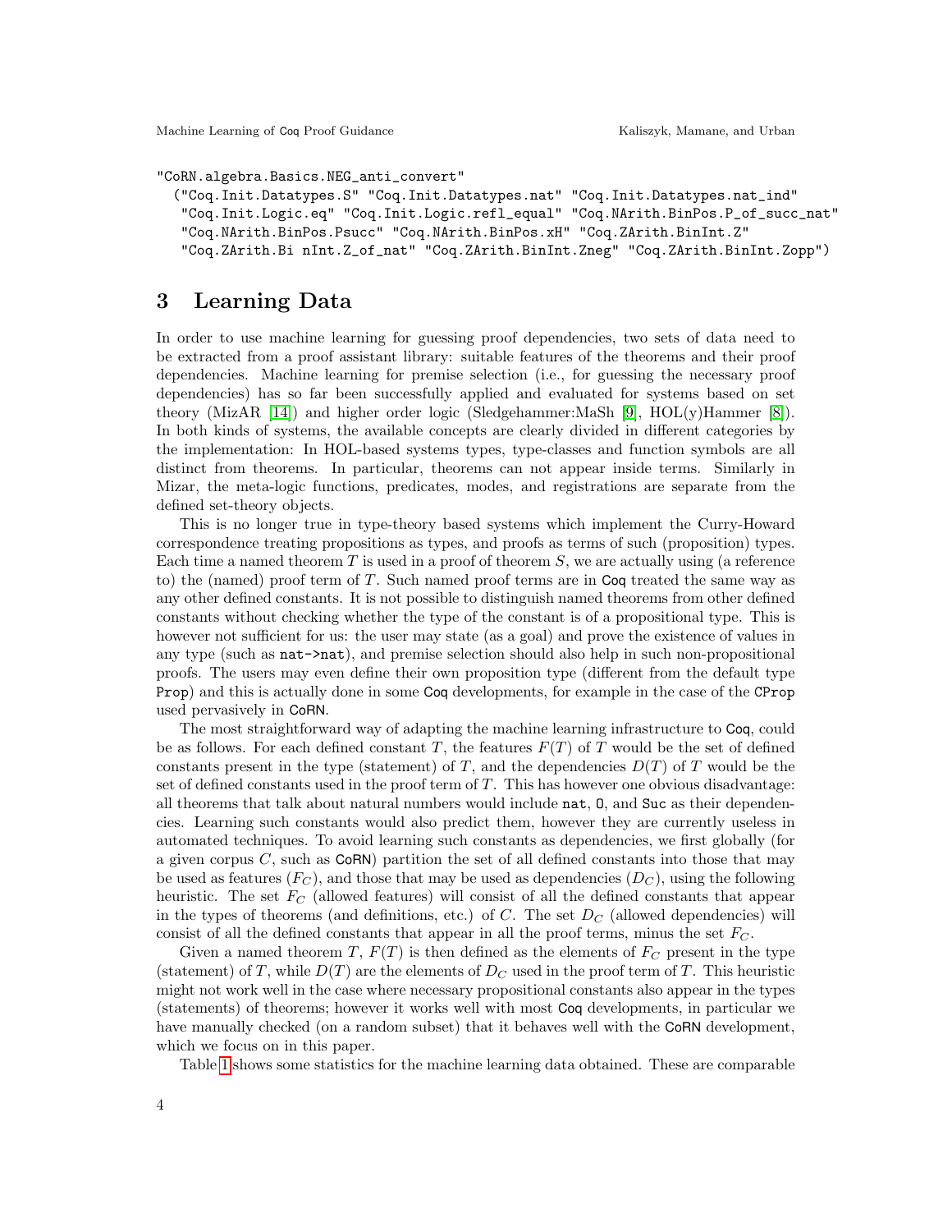```
"CoRN.algebra.Basics.NEG_anti_convert"
  ("Coq.Init.Datatypes.S" "Coq.Init.Datatypes.nat" "Coq.Init.Datatypes.nat_ind"
   "Coq.Init.Logic.eq" "Coq.Init.Logic.refl_equal" "Coq.NArith.BinPos.P_of_succ_nat"
   "Coq.NArith.BinPos.Psucc" "Coq.NArith.BinPos.xH" "Coq.ZArith.BinInt.Z"
   "Coq.ZArith.Bi nInt.Z_of_nat" "Coq.ZArith.BinInt.Zneg" "Coq.ZArith.BinInt.Zopp")
```

## 3 Learning Data

In order to use machine learning for guessing proof dependencies, two sets of data need to be extracted from a proof assistant library: suitable features of the theorems and their proof dependencies. Machine learning for premise selection (i.e., for guessing the necessary proof dependencies) has so far been successfully applied and evaluated for systems based on set theory (MizAR [14]) and higher order logic (Sledgehammer:MaSh [9], HOL(y)Hammer [8]). In both kinds of systems, the available concepts are clearly divided in different categories by the implementation: In HOL-based systems types, type-classes and function symbols are all distinct from theorems. In particular, theorems can not appear inside terms. Similarly in Mizar, the meta-logic functions, predicates, modes, and registrations are separate from the defined set-theory objects.

This is no longer true in type-theory based systems which implement the Curry-Howard correspondence treating propositions as types, and proofs as terms of such (proposition) types. Each time a named theorem $T$ is used in a proof of theorem $S$, we are actually using (a reference to) the (named) proof term of $T$. Such named proof terms are in Coq treated the same way as any other defined constants. It is not possible to distinguish named theorems from other defined constants without checking whether the type of the constant is of a propositional type. This is however not sufficient for us: the user may state (as a goal) and prove the existence of values in any type (such as `nat->nat`), and premise selection should also help in such non-propositional proofs. The users may even define their own proposition type (different from the default type `Prop`) and this is actually done in some Coq developments, for example in the case of the `CProp` used pervasively in CoRN.

The most straightforward way of adapting the machine learning infrastructure to Coq, could be as follows. For each defined constant $T$, the features $F(T)$ of $T$ would be the set of defined constants present in the type (statement) of $T$, and the dependencies $D(T)$ of $T$ would be the set of defined constants used in the proof term of $T$. This has however one obvious disadvantage: all theorems that talk about natural numbers would include `nat`, `O`, and `Suc` as their dependencies. Learning such constants would also predict them, however they are currently useless in automated techniques. To avoid learning such constants as dependencies, we first globally (for a given corpus $C$, such as CoRN) partition the set of all defined constants into those that may be used as features ($F_C$), and those that may be used as dependencies ($D_C$), using the following heuristic. The set $F_C$ (allowed features) will consist of all the defined constants that appear in the types of theorems (and definitions, etc.) of $C$. The set $D_C$ (allowed dependencies) will consist of all the defined constants that appear in all the proof terms, minus the set $F_C$.

Given a named theorem $T$, $F(T)$ is then defined as the elements of $F_C$ present in the type (statement) of $T$, while $D(T)$ are the elements of $D_C$ used in the proof term of $T$. This heuristic might not work well in the case where necessary propositional constants also appear in the types (statements) of theorems; however it works well with most Coq developments, in particular we have manually checked (on a random subset) that it behaves well with the CoRN development, which we focus on in this paper.

Table 1 shows some statistics for the machine learning data obtained. These are comparable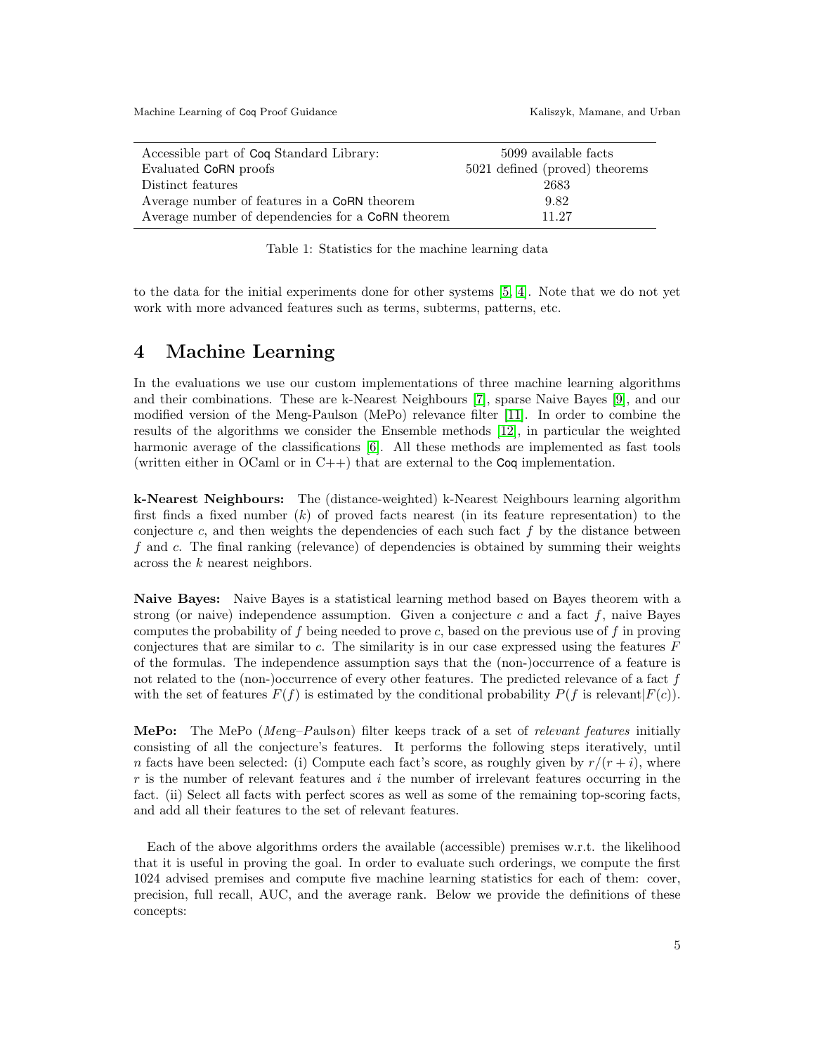| | |
|---|---|
| Accessible part of Coq Standard Library: | 5099 available facts |
| Evaluated CoRN proofs | 5021 defined (proved) theorems |
| Distinct features | 2683 |
| Average number of features in a CoRN theorem | 9.82 |
| Average number of dependencies for a CoRN theorem | 11.27 |

Table 1: Statistics for the machine learning data

to the data for the initial experiments done for other systems [5, 4]. Note that we do not yet work with more advanced features such as terms, subterms, patterns, etc.

# 4 Machine Learning

In the evaluations we use our custom implementations of three machine learning algorithms and their combinations. These are k-Nearest Neighbours [7], sparse Naive Bayes [9], and our modified version of the Meng-Paulson (MePo) relevance filter [11]. In order to combine the results of the algorithms we consider the Ensemble methods [12], in particular the weighted harmonic average of the classifications [6]. All these methods are implemented as fast tools (written either in OCaml or in C++) that are external to the Coq implementation.

**k-Nearest Neighbours:** The (distance-weighted) k-Nearest Neighbours learning algorithm first finds a fixed number ($k$) of proved facts nearest (in its feature representation) to the conjecture $c$, and then weights the dependencies of each such fact $f$ by the distance between $f$ and $c$. The final ranking (relevance) of dependencies is obtained by summing their weights across the $k$ nearest neighbors.

**Naive Bayes:** Naive Bayes is a statistical learning method based on Bayes theorem with a strong (or naive) independence assumption. Given a conjecture $c$ and a fact $f$, naive Bayes computes the probability of $f$ being needed to prove $c$, based on the previous use of $f$ in proving conjectures that are similar to $c$. The similarity is in our case expressed using the features $F$ of the formulas. The independence assumption says that the (non-)occurrence of a feature is not related to the (non-)occurrence of every other features. The predicted relevance of a fact $f$ with the set of features $F(f)$ is estimated by the conditional probability $P(f \text{ is relevant}|F(c))$.

**MePo:** The MePo (*Meng–Paulson*) filter keeps track of a set of *relevant features* initially consisting of all the conjecture's features. It performs the following steps iteratively, until $n$ facts have been selected: (i) Compute each fact's score, as roughly given by $r/(r+i)$, where $r$ is the number of relevant features and $i$ the number of irrelevant features occurring in the fact. (ii) Select all facts with perfect scores as well as some of the remaining top-scoring facts, and add all their features to the set of relevant features.

Each of the above algorithms orders the available (accessible) premises w.r.t. the likelihood that it is useful in proving the goal. In order to evaluate such orderings, we compute the first 1024 advised premises and compute five machine learning statistics for each of them: cover, precision, full recall, AUC, and the average rank. Below we provide the definitions of these concepts: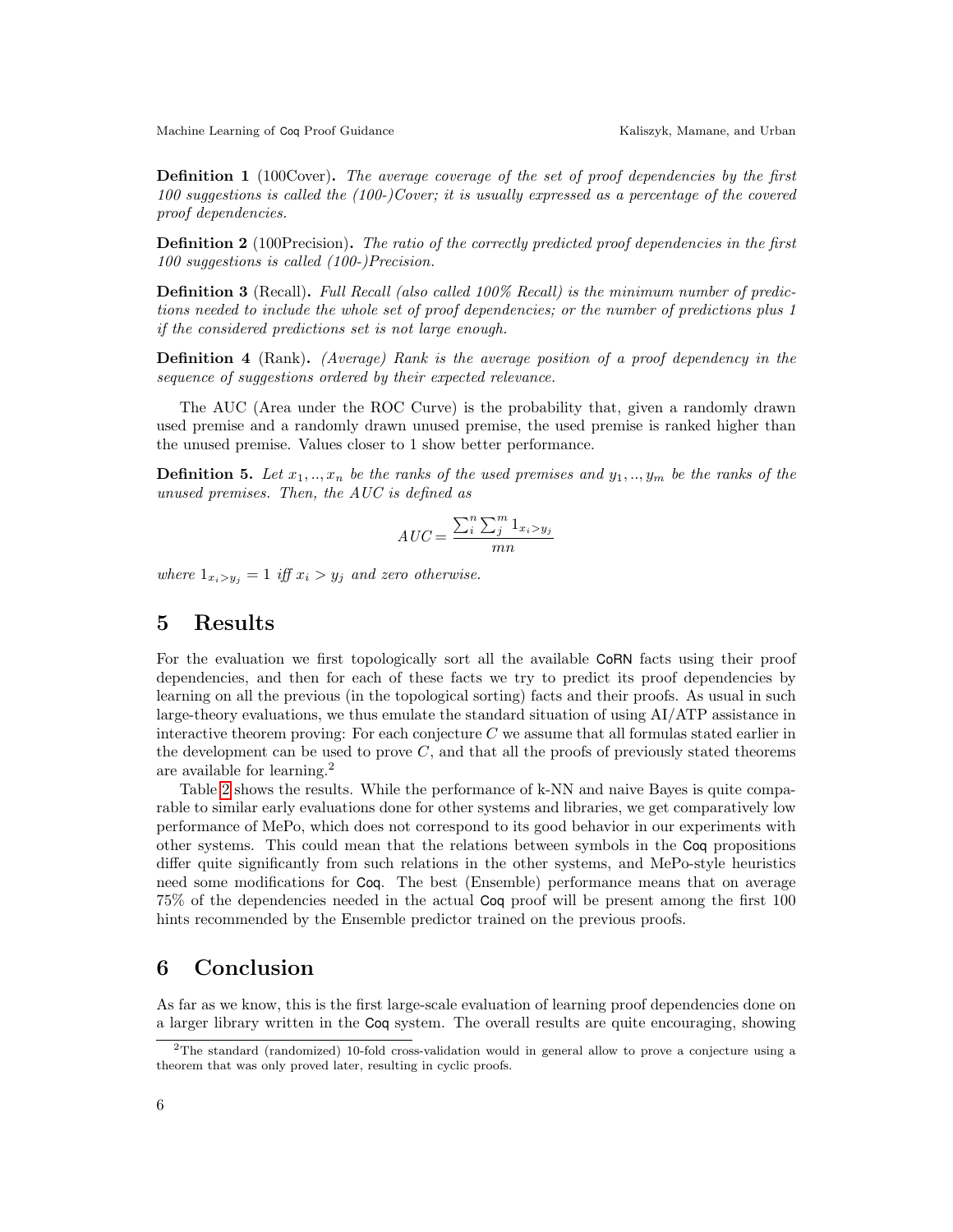**Definition 1** (100Cover)**.** *The average coverage of the set of proof dependencies by the first 100 suggestions is called the (100-)Cover; it is usually expressed as a percentage of the covered proof dependencies.*

**Definition 2** (100Precision)**.** *The ratio of the correctly predicted proof dependencies in the first 100 suggestions is called (100-)Precision.*

**Definition 3** (Recall)**.** *Full Recall (also called 100% Recall) is the minimum number of predictions needed to include the whole set of proof dependencies; or the number of predictions plus 1 if the considered predictions set is not large enough.*

**Definition 4** (Rank)**.** *(Average) Rank is the average position of a proof dependency in the sequence of suggestions ordered by their expected relevance.*

The AUC (Area under the ROC Curve) is the probability that, given a randomly drawn used premise and a randomly drawn unused premise, the used premise is ranked higher than the unused premise. Values closer to 1 show better performance.

**Definition 5.** *Let $x_1, .., x_n$ be the ranks of the used premises and $y_1, .., y_m$ be the ranks of the unused premises. Then, the AUC is defined as*

$$AUC = \frac{\sum_i^n \sum_j^m 1_{x_i > y_j}}{mn}$$

*where $1_{x_i > y_j} = 1$ iff $x_i > y_j$ and zero otherwise.*

# 5 Results

For the evaluation we first topologically sort all the available CoRN facts using their proof dependencies, and then for each of these facts we try to predict its proof dependencies by learning on all the previous (in the topological sorting) facts and their proofs. As usual in such large-theory evaluations, we thus emulate the standard situation of using AI/ATP assistance in interactive theorem proving: For each conjecture $C$ we assume that all formulas stated earlier in the development can be used to prove $C$, and that all the proofs of previously stated theorems are available for learning.[2]

Table 2 shows the results. While the performance of k-NN and naive Bayes is quite comparable to similar early evaluations done for other systems and libraries, we get comparatively low performance of MePo, which does not correspond to its good behavior in our experiments with other systems. This could mean that the relations between symbols in the Coq propositions differ quite significantly from such relations in the other systems, and MePo-style heuristics need some modifications for Coq. The best (Ensemble) performance means that on average 75% of the dependencies needed in the actual Coq proof will be present among the first 100 hints recommended by the Ensemble predictor trained on the previous proofs.

# 6 Conclusion

As far as we know, this is the first large-scale evaluation of learning proof dependencies done on a larger library written in the Coq system. The overall results are quite encouraging, showing

[2] The standard (randomized) 10-fold cross-validation would in general allow to prove a conjecture using a theorem that was only proved later, resulting in cyclic proofs.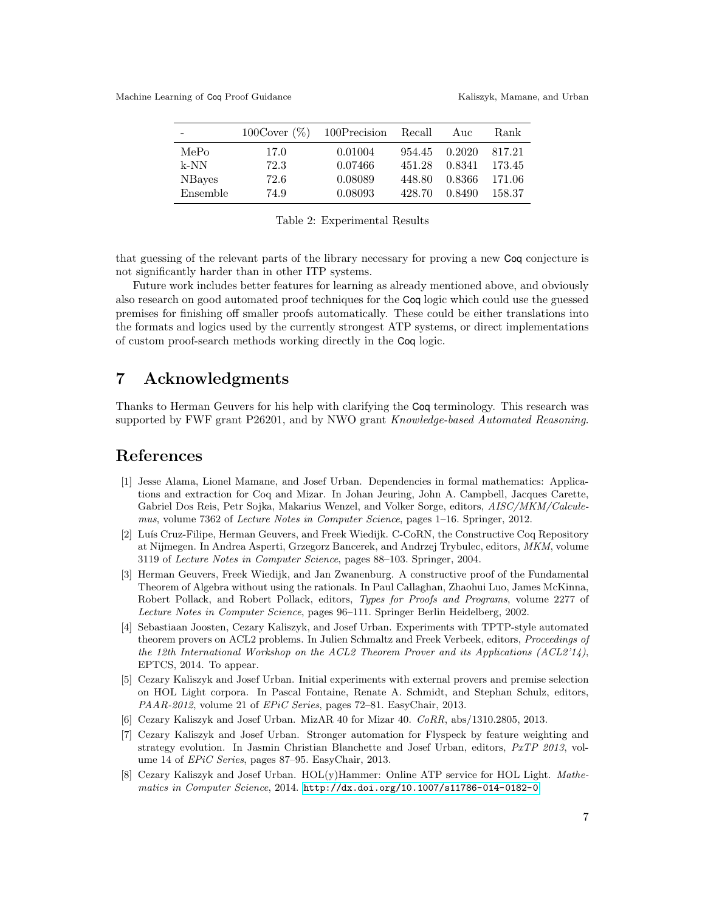| - | 100Cover (%) | 100Precision | Recall | Auc | Rank |
|---|---|---|---|---|---|
| MePo | 17.0 | 0.01004 | 954.45 | 0.2020 | 817.21 |
| k-NN | 72.3 | 0.07466 | 451.28 | 0.8341 | 173.45 |
| NBayes | 72.6 | 0.08089 | 448.80 | 0.8366 | 171.06 |
| Ensemble | 74.9 | 0.08093 | 428.70 | 0.8490 | 158.37 |

Table 2: Experimental Results

that guessing of the relevant parts of the library necessary for proving a new Coq conjecture is not significantly harder than in other ITP systems.

Future work includes better features for learning as already mentioned above, and obviously also research on good automated proof techniques for the Coq logic which could use the guessed premises for finishing off smaller proofs automatically. These could be either translations into the formats and logics used by the currently strongest ATP systems, or direct implementations of custom proof-search methods working directly in the Coq logic.

## 7 Acknowledgments

Thanks to Herman Geuvers for his help with clarifying the Coq terminology. This research was supported by FWF grant P26201, and by NWO grant *Knowledge-based Automated Reasoning*.

## References

[1] Jesse Alama, Lionel Mamane, and Josef Urban. Dependencies in formal mathematics: Applications and extraction for Coq and Mizar. In Johan Jeuring, John A. Campbell, Jacques Carette, Gabriel Dos Reis, Petr Sojka, Makarius Wenzel, and Volker Sorge, editors, *AISC/MKM/Calculemus*, volume 7362 of *Lecture Notes in Computer Science*, pages 1–16. Springer, 2012.

[2] Luís Cruz-Filipe, Herman Geuvers, and Freek Wiedijk. C-CoRN, the Constructive Coq Repository at Nijmegen. In Andrea Asperti, Grzegorz Bancerek, and Andrzej Trybulec, editors, *MKM*, volume 3119 of *Lecture Notes in Computer Science*, pages 88–103. Springer, 2004.

[3] Herman Geuvers, Freek Wiedijk, and Jan Zwanenburg. A constructive proof of the Fundamental Theorem of Algebra without using the rationals. In Paul Callaghan, Zhaohui Luo, James McKinna, Robert Pollack, and Robert Pollack, editors, *Types for Proofs and Programs*, volume 2277 of *Lecture Notes in Computer Science*, pages 96–111. Springer Berlin Heidelberg, 2002.

[4] Sebastiaan Joosten, Cezary Kaliszyk, and Josef Urban. Experiments with TPTP-style automated theorem provers on ACL2 problems. In Julien Schmaltz and Freek Verbeek, editors, *Proceedings of the 12th International Workshop on the ACL2 Theorem Prover and its Applications (ACL2'14)*, EPTCS, 2014. To appear.

[5] Cezary Kaliszyk and Josef Urban. Initial experiments with external provers and premise selection on HOL Light corpora. In Pascal Fontaine, Renate A. Schmidt, and Stephan Schulz, editors, *PAAR-2012*, volume 21 of *EPiC Series*, pages 72–81. EasyChair, 2013.

[6] Cezary Kaliszyk and Josef Urban. MizAR 40 for Mizar 40. *CoRR*, abs/1310.2805, 2013.

[7] Cezary Kaliszyk and Josef Urban. Stronger automation for Flyspeck by feature weighting and strategy evolution. In Jasmin Christian Blanchette and Josef Urban, editors, *PxTP 2013*, volume 14 of *EPiC Series*, pages 87–95. EasyChair, 2013.

[8] Cezary Kaliszyk and Josef Urban. HOL(y)Hammer: Online ATP service for HOL Light. *Mathematics in Computer Science*, 2014. http://dx.doi.org/10.1007/s11786-014-0182-0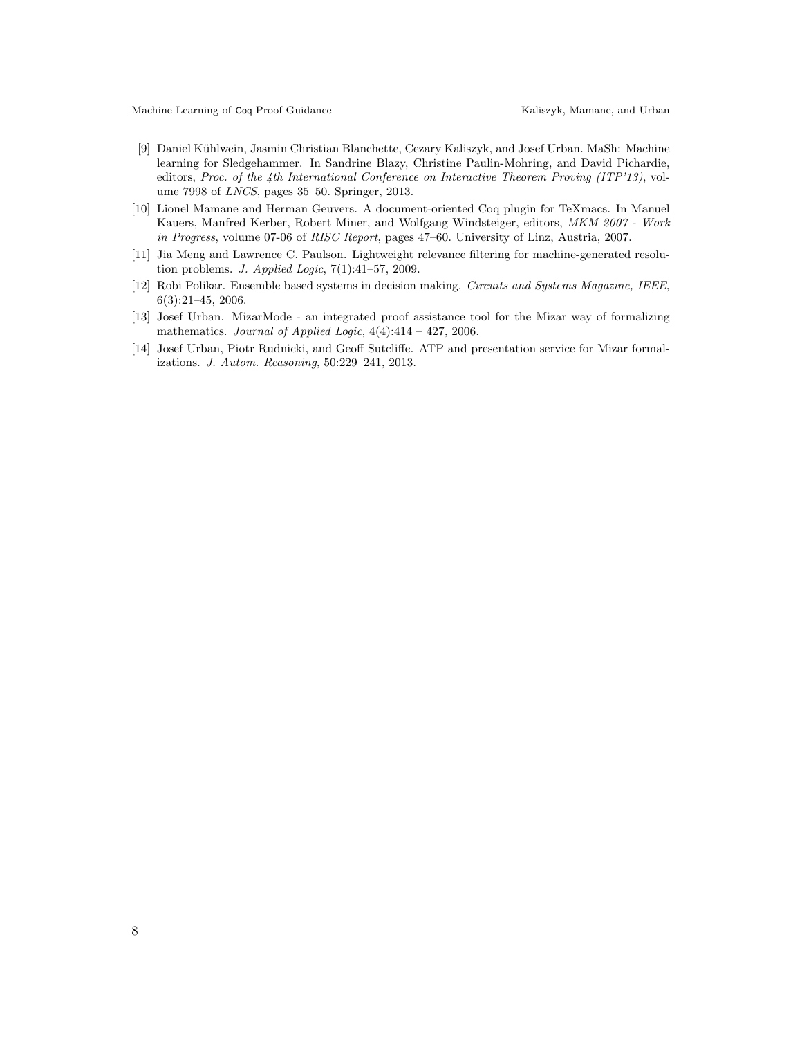[9] Daniel Kühlwein, Jasmin Christian Blanchette, Cezary Kaliszyk, and Josef Urban. MaSh: Machine learning for Sledgehammer. In Sandrine Blazy, Christine Paulin-Mohring, and David Pichardie, editors, *Proc. of the 4th International Conference on Interactive Theorem Proving (ITP'13)*, volume 7998 of *LNCS*, pages 35–50. Springer, 2013.

[10] Lionel Mamane and Herman Geuvers. A document-oriented Coq plugin for TeXmacs. In Manuel Kauers, Manfred Kerber, Robert Miner, and Wolfgang Windsteiger, editors, *MKM 2007 - Work in Progress*, volume 07-06 of *RISC Report*, pages 47–60. University of Linz, Austria, 2007.

[11] Jia Meng and Lawrence C. Paulson. Lightweight relevance filtering for machine-generated resolution problems. *J. Applied Logic*, 7(1):41–57, 2009.

[12] Robi Polikar. Ensemble based systems in decision making. *Circuits and Systems Magazine, IEEE*, 6(3):21–45, 2006.

[13] Josef Urban. MizarMode - an integrated proof assistance tool for the Mizar way of formalizing mathematics. *Journal of Applied Logic*, 4(4):414 – 427, 2006.

[14] Josef Urban, Piotr Rudnicki, and Geoff Sutcliffe. ATP and presentation service for Mizar formalizations. *J. Autom. Reasoning*, 50:229–241, 2013.